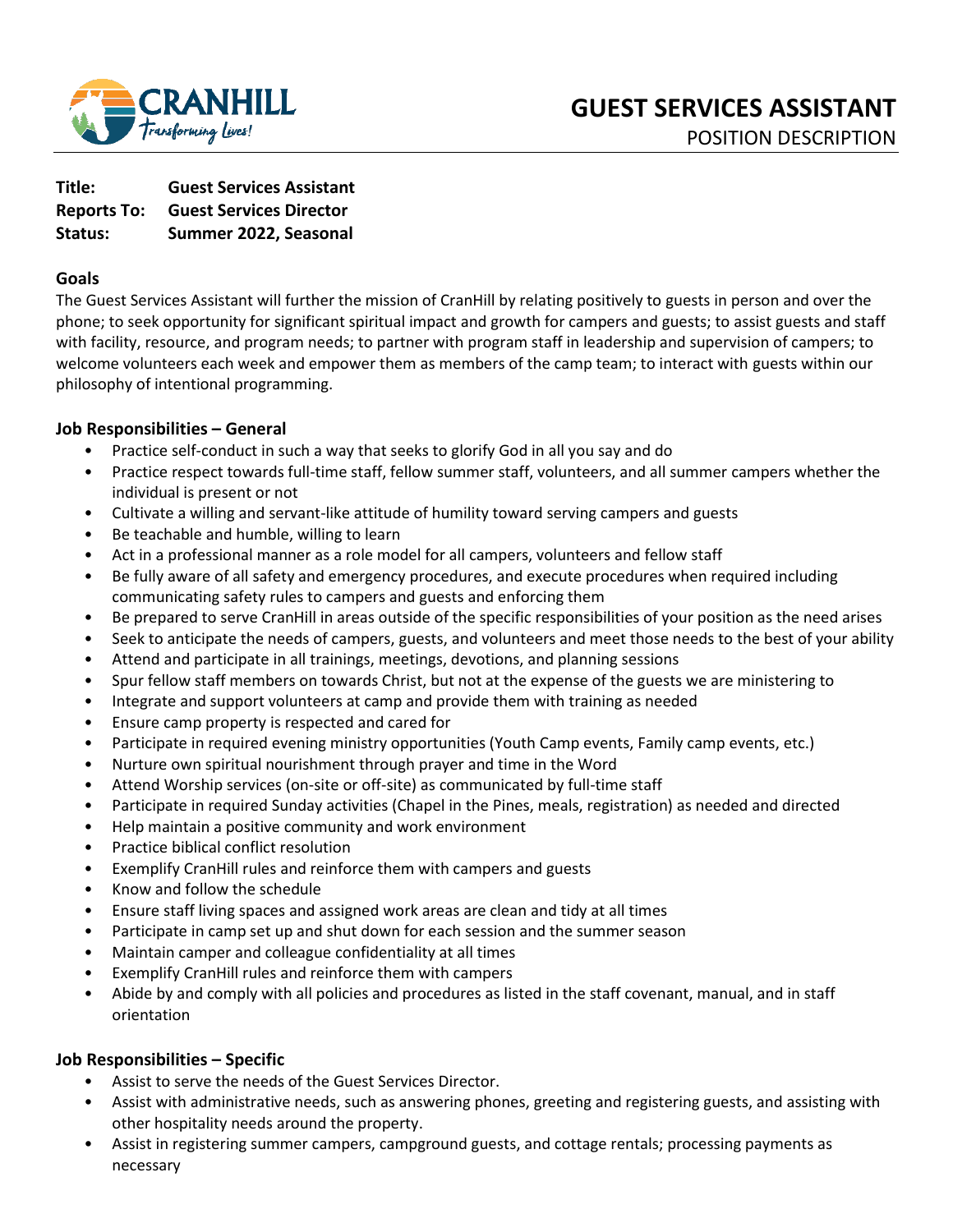CRANHILL
*Transforming Lives!*

# GUEST SERVICES ASSISTANT
POSITION DESCRIPTION

**Title:** **Guest Services Assistant**
**Reports To:** **Guest Services Director**
**Status:** **Summer 2022, Seasonal**

## Goals

The Guest Services Assistant will further the mission of CranHill by relating positively to guests in person and over the phone; to seek opportunity for significant spiritual impact and growth for campers and guests; to assist guests and staff with facility, resource, and program needs; to partner with program staff in leadership and supervision of campers; to welcome volunteers each week and empower them as members of the camp team; to interact with guests within our philosophy of intentional programming.

## Job Responsibilities – General

- Practice self-conduct in such a way that seeks to glorify God in all you say and do
- Practice respect towards full-time staff, fellow summer staff, volunteers, and all summer campers whether the individual is present or not
- Cultivate a willing and servant-like attitude of humility toward serving campers and guests
- Be teachable and humble, willing to learn
- Act in a professional manner as a role model for all campers, volunteers and fellow staff
- Be fully aware of all safety and emergency procedures, and execute procedures when required including communicating safety rules to campers and guests and enforcing them
- Be prepared to serve CranHill in areas outside of the specific responsibilities of your position as the need arises
- Seek to anticipate the needs of campers, guests, and volunteers and meet those needs to the best of your ability
- Attend and participate in all trainings, meetings, devotions, and planning sessions
- Spur fellow staff members on towards Christ, but not at the expense of the guests we are ministering to
- Integrate and support volunteers at camp and provide them with training as needed
- Ensure camp property is respected and cared for
- Participate in required evening ministry opportunities (Youth Camp events, Family camp events, etc.)
- Nurture own spiritual nourishment through prayer and time in the Word
- Attend Worship services (on-site or off-site) as communicated by full-time staff
- Participate in required Sunday activities (Chapel in the Pines, meals, registration) as needed and directed
- Help maintain a positive community and work environment
- Practice biblical conflict resolution
- Exemplify CranHill rules and reinforce them with campers and guests
- Know and follow the schedule
- Ensure staff living spaces and assigned work areas are clean and tidy at all times
- Participate in camp set up and shut down for each session and the summer season
- Maintain camper and colleague confidentiality at all times
- Exemplify CranHill rules and reinforce them with campers
- Abide by and comply with all policies and procedures as listed in the staff covenant, manual, and in staff orientation

## Job Responsibilities – Specific

- Assist to serve the needs of the Guest Services Director.
- Assist with administrative needs, such as answering phones, greeting and registering guests, and assisting with other hospitality needs around the property.
- Assist in registering summer campers, campground guests, and cottage rentals; processing payments as necessary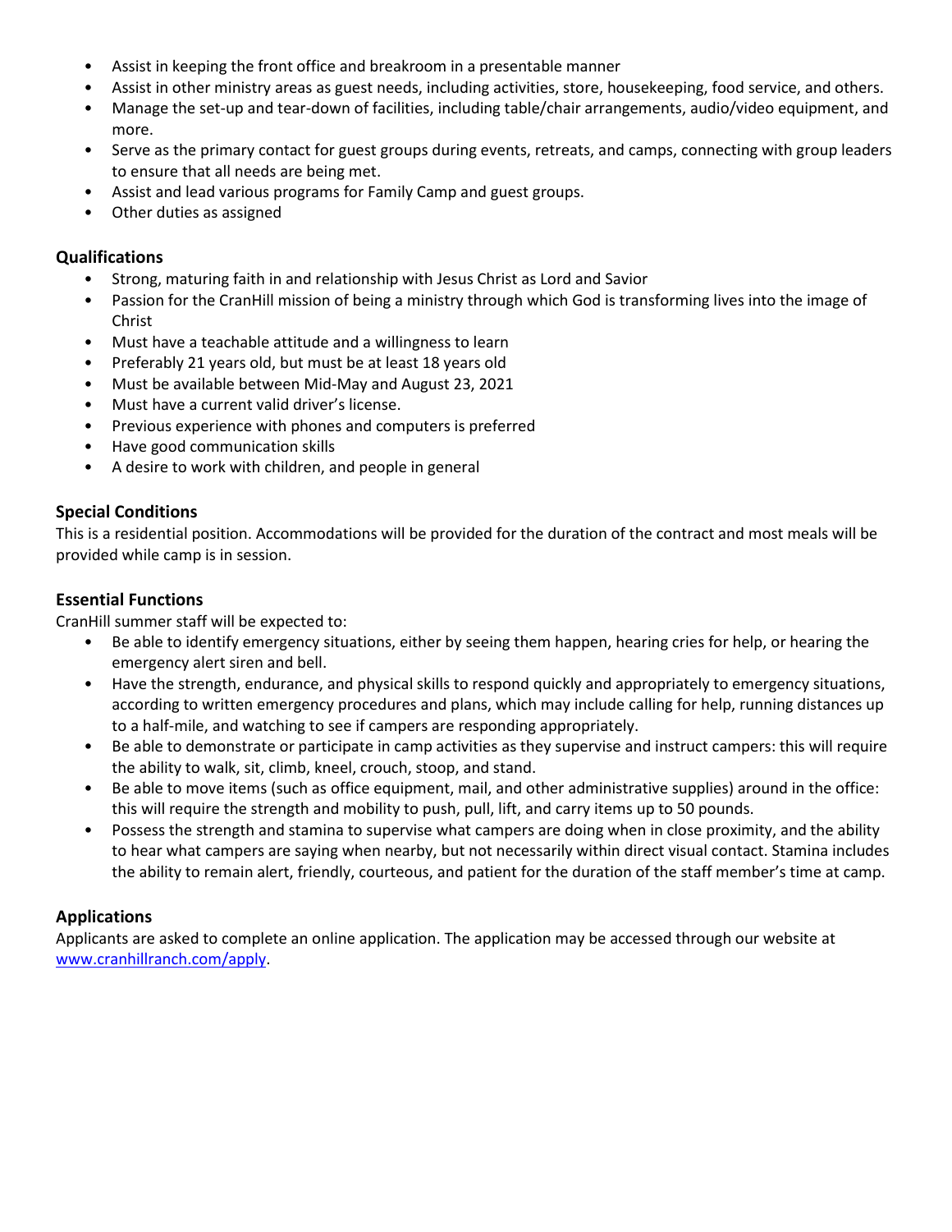- Assist in keeping the front office and breakroom in a presentable manner
- Assist in other ministry areas as guest needs, including activities, store, housekeeping, food service, and others.
- Manage the set-up and tear-down of facilities, including table/chair arrangements, audio/video equipment, and more.
- Serve as the primary contact for guest groups during events, retreats, and camps, connecting with group leaders to ensure that all needs are being met.
- Assist and lead various programs for Family Camp and guest groups.
- Other duties as assigned

### Qualifications

- Strong, maturing faith in and relationship with Jesus Christ as Lord and Savior
- Passion for the CranHill mission of being a ministry through which God is transforming lives into the image of Christ
- Must have a teachable attitude and a willingness to learn
- Preferably 21 years old, but must be at least 18 years old
- Must be available between Mid-May and August 23, 2021
- Must have a current valid driver's license.
- Previous experience with phones and computers is preferred
- Have good communication skills
- A desire to work with children, and people in general

### Special Conditions

This is a residential position. Accommodations will be provided for the duration of the contract and most meals will be provided while camp is in session.

### Essential Functions

CranHill summer staff will be expected to:

- Be able to identify emergency situations, either by seeing them happen, hearing cries for help, or hearing the emergency alert siren and bell.
- Have the strength, endurance, and physical skills to respond quickly and appropriately to emergency situations, according to written emergency procedures and plans, which may include calling for help, running distances up to a half-mile, and watching to see if campers are responding appropriately.
- Be able to demonstrate or participate in camp activities as they supervise and instruct campers: this will require the ability to walk, sit, climb, kneel, crouch, stoop, and stand.
- Be able to move items (such as office equipment, mail, and other administrative supplies) around in the office: this will require the strength and mobility to push, pull, lift, and carry items up to 50 pounds.
- Possess the strength and stamina to supervise what campers are doing when in close proximity, and the ability to hear what campers are saying when nearby, but not necessarily within direct visual contact. Stamina includes the ability to remain alert, friendly, courteous, and patient for the duration of the staff member's time at camp.

### Applications

Applicants are asked to complete an online application. The application may be accessed through our website at [www.cranhillranch.com/apply](www.cranhillranch.com/apply).